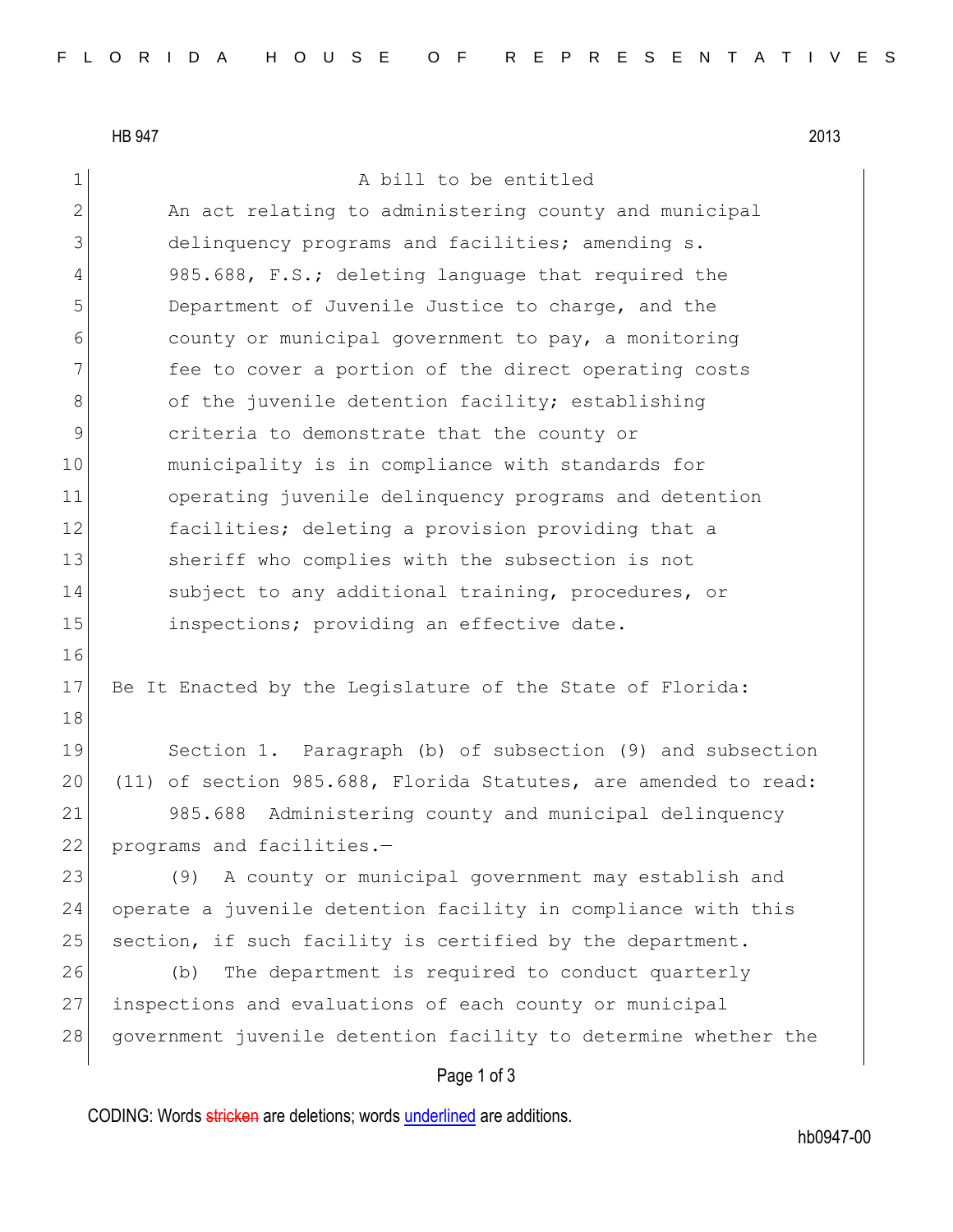HB 947 2013

A bill to be entitled

An act relating to administering county and municipal delinquency programs and facilities; amending s. 985.688, F.S.; deleting language that required the Department of Juvenile Justice to charge, and the county or municipal government to pay, a monitoring fee to cover a portion of the direct operating costs of the juvenile detention facility; establishing criteria to demonstrate that the county or municipality is in compliance with standards for operating juvenile delinquency programs and detention facilities; deleting a provision providing that a sheriff who complies with the subsection is not subject to any additional training, procedures, or inspections; providing an effective date.

Be It Enacted by the Legislature of the State of Florida:

Section 1. Paragraph (b) of subsection (9) and subsection (11) of section 985.688, Florida Statutes, are amended to read:

985.688 Administering county and municipal delinquency programs and facilities.—

(9) A county or municipal government may establish and operate a juvenile detention facility in compliance with this section, if such facility is certified by the department.

(b) The department is required to conduct quarterly inspections and evaluations of each county or municipal government juvenile detention facility to determine whether the

CODING: Words stricken are deletions; words underlined are additions.

hb0947-00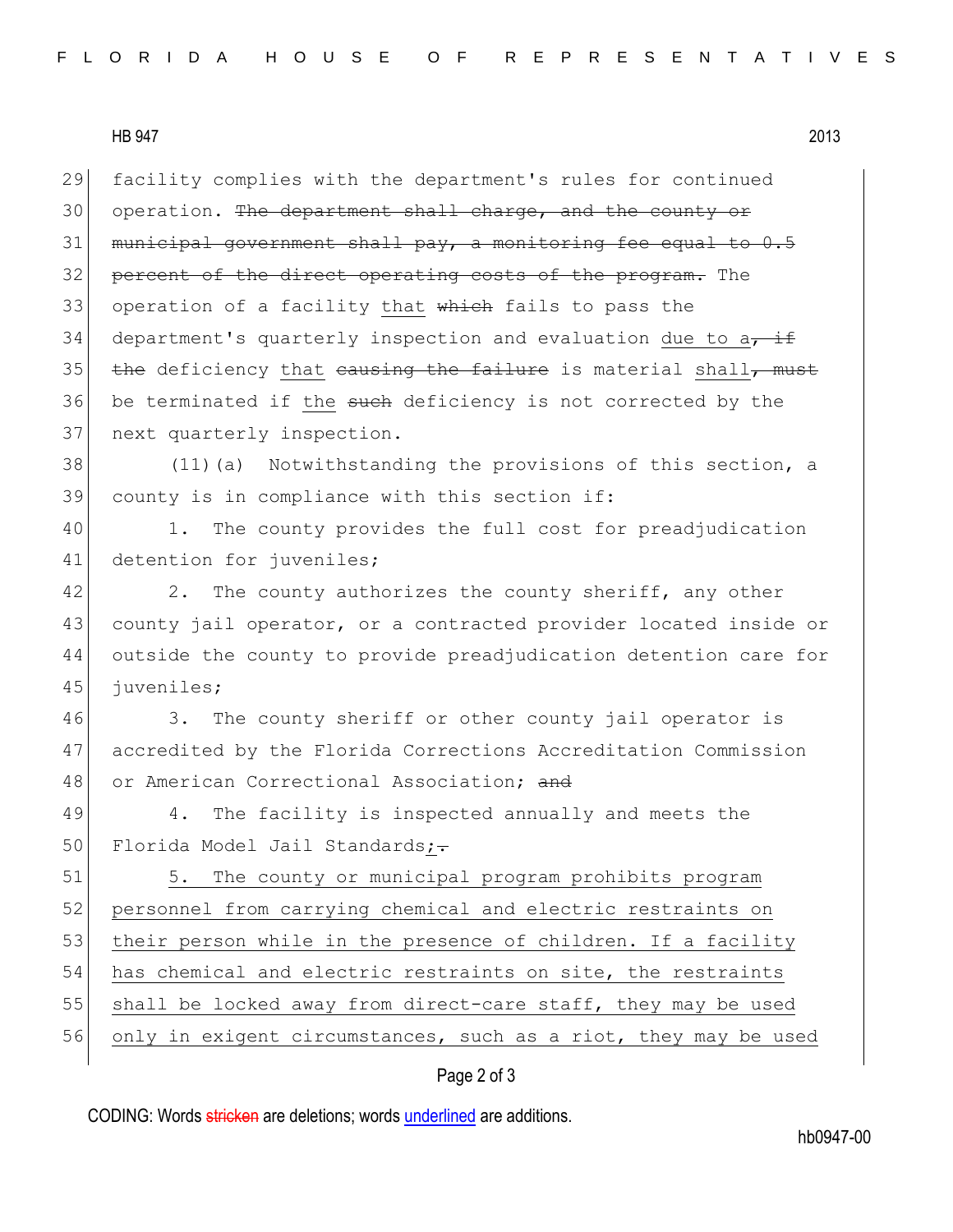HB 947 2013

29 facility complies with the department's rules for continued
30 operation. ~~The department shall charge, and the county or~~
31 ~~municipal government shall pay, a monitoring fee equal to 0.5~~
32 ~~percent of the direct operating costs of the program.~~ The
33 operation of a facility <u>that</u> ~~which~~ fails to pass the
34 department's quarterly inspection and evaluation <u>due to a</u>~~, if~~
35 ~~the~~ deficiency <u>that</u> ~~causing the failure~~ is material <u>shall</u>~~, must~~
36 be terminated if <u>the</u> ~~such~~ deficiency is not corrected by the
37 next quarterly inspection.

38 (11)(a) Notwithstanding the provisions of this section, a
39 county is in compliance with this section if:

40 1. The county provides the full cost for preadjudication
41 detention for juveniles;

42 2. The county authorizes the county sheriff, any other
43 county jail operator, or a contracted provider located inside or
44 outside the county to provide preadjudication detention care for
45 juveniles;

46 3. The county sheriff or other county jail operator is
47 accredited by the Florida Corrections Accreditation Commission
48 or American Correctional Association; ~~and~~

49 4. The facility is inspected annually and meets the
50 Florida Model Jail Standards<u>;</u>~~.~~

51 <u>5. The county or municipal program prohibits program</u>
52 <u>personnel from carrying chemical and electric restraints on</u>
53 <u>their person while in the presence of children. If a facility</u>
54 <u>has chemical and electric restraints on site, the restraints</u>
55 <u>shall be locked away from direct-care staff, they may be used</u>
56 <u>only in exigent circumstances, such as a riot, they may be used</u>

CODING: Words ~~stricken~~ are deletions; words <u>underlined</u> are additions.

hb0947-00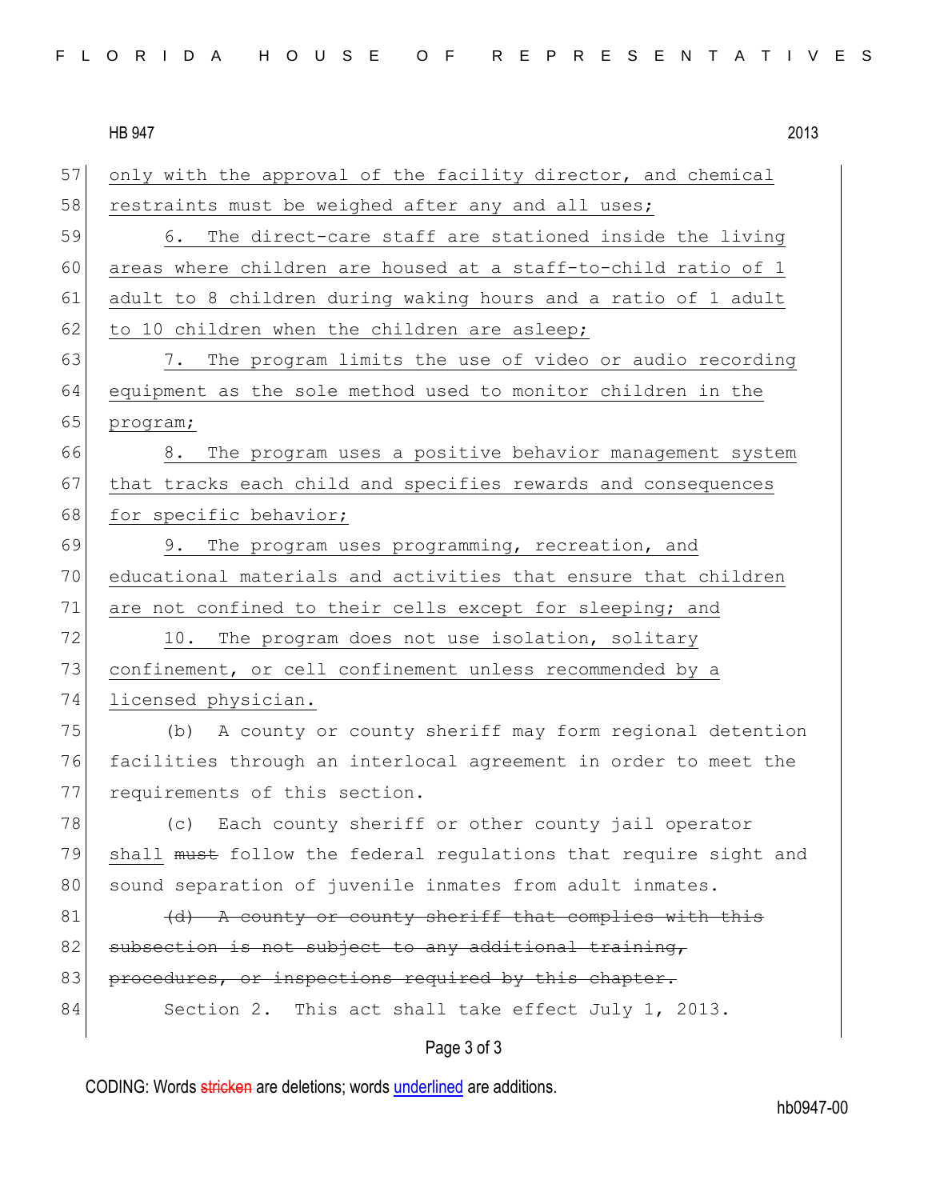only with the approval of the facility director, and chemical restraints must be weighed after any and all uses;

6. The direct-care staff are stationed inside the living areas where children are housed at a staff-to-child ratio of 1 adult to 8 children during waking hours and a ratio of 1 adult to 10 children when the children are asleep;

7. The program limits the use of video or audio recording equipment as the sole method used to monitor children in the program;

8. The program uses a positive behavior management system that tracks each child and specifies rewards and consequences for specific behavior;

9. The program uses programming, recreation, and educational materials and activities that ensure that children are not confined to their cells except for sleeping; and

10. The program does not use isolation, solitary confinement, or cell confinement unless recommended by a licensed physician.

(b) A county or county sheriff may form regional detention facilities through an interlocal agreement in order to meet the requirements of this section.

(c) Each county sheriff or other county jail operator shall ~~must~~ follow the federal regulations that require sight and sound separation of juvenile inmates from adult inmates.

~~(d) A county or county sheriff that complies with this subsection is not subject to any additional training, procedures, or inspections required by this chapter.~~

Section 2. This act shall take effect July 1, 2013.

CODING: Words ~~stricken~~ are deletions; words underlined are additions.